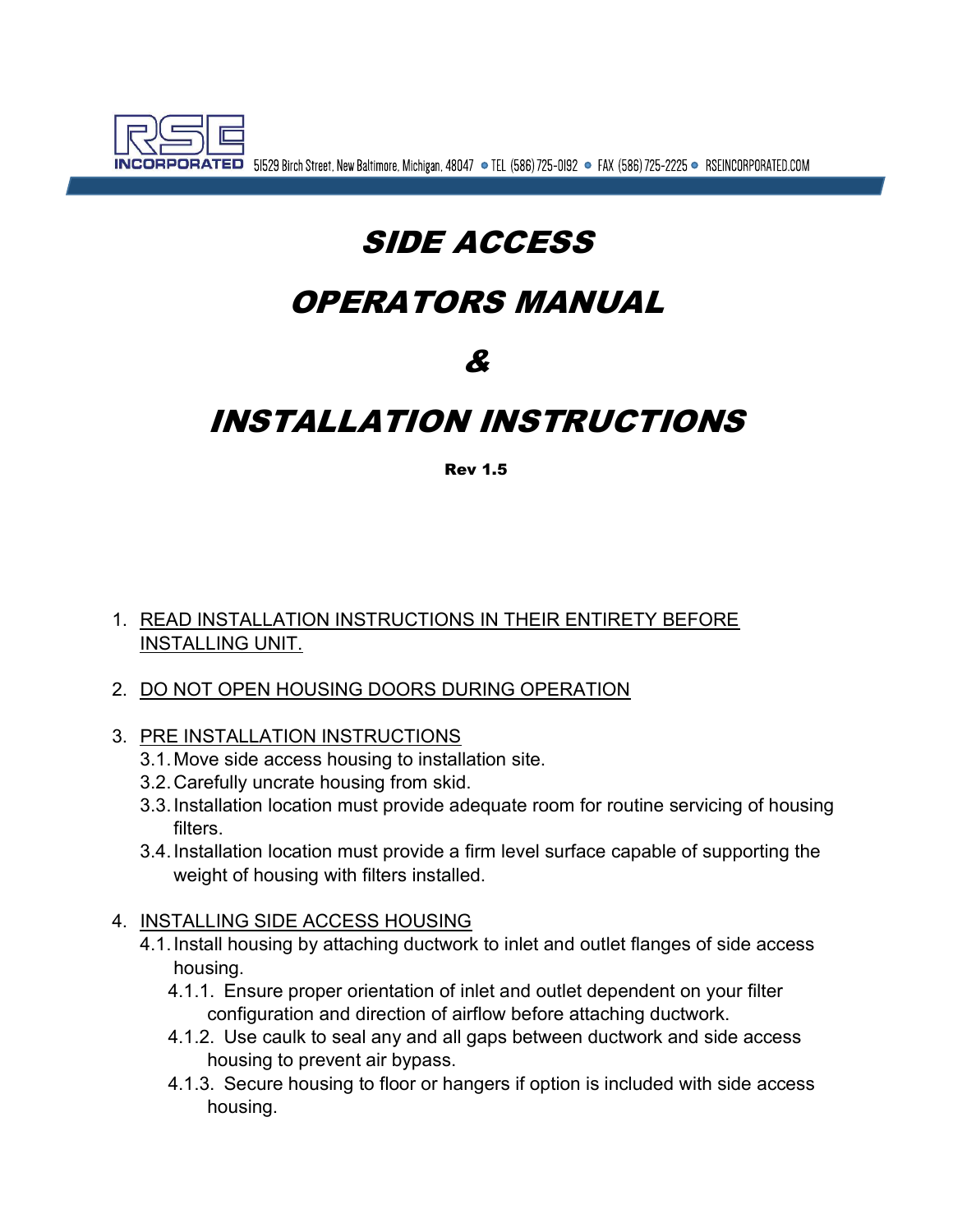RSE INCORPORATED 51529 Birch Street, New Baltimore, Michigan, 48047 • TEL (586) 725-0192 • FAX (586) 725-2225 • RSEINCORPORATED.COM

# *SIDE ACCESS*

# *OPERATORS MANUAL*

# *&*

# *INSTALLATION INSTRUCTIONS*

**Rev 1.5**

1. READ INSTALLATION INSTRUCTIONS IN THEIR ENTIRETY BEFORE INSTALLING UNIT.

2. DO NOT OPEN HOUSING DOORS DURING OPERATION

3. PRE INSTALLATION INSTRUCTIONS
   - 3.1. Move side access housing to installation site.
   - 3.2. Carefully uncrate housing from skid.
   - 3.3. Installation location must provide adequate room for routine servicing of housing filters.
   - 3.4. Installation location must provide a firm level surface capable of supporting the weight of housing with filters installed.

4. INSTALLING SIDE ACCESS HOUSING
   - 4.1. Install housing by attaching ductwork to inlet and outlet flanges of side access housing.
     - 4.1.1. Ensure proper orientation of inlet and outlet dependent on your filter configuration and direction of airflow before attaching ductwork.
     - 4.1.2. Use caulk to seal any and all gaps between ductwork and side access housing to prevent air bypass.
     - 4.1.3. Secure housing to floor or hangers if option is included with side access housing.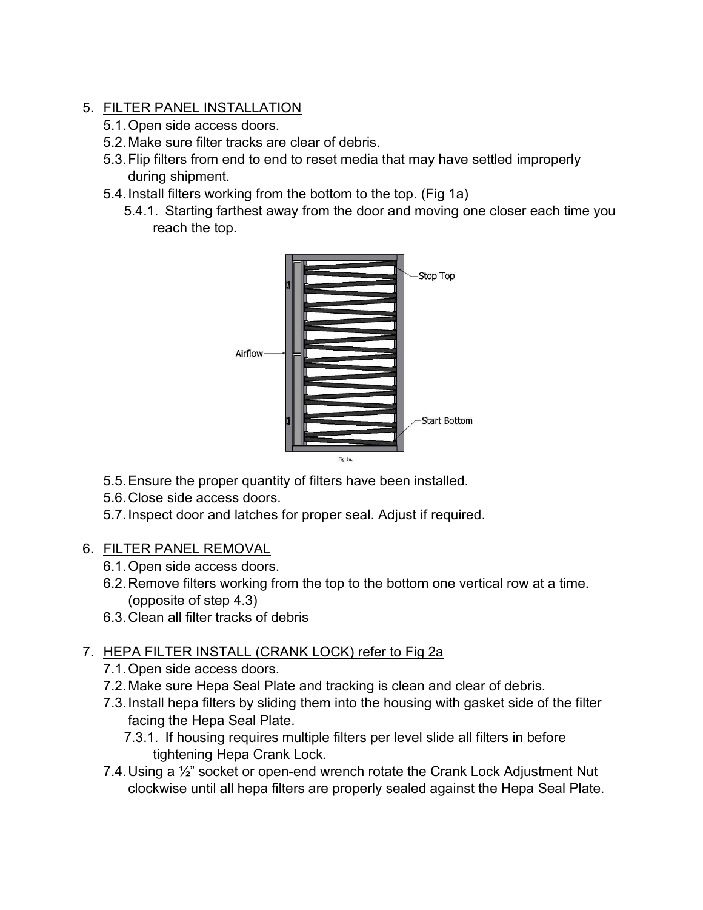5. FILTER PANEL INSTALLATION
   - 5.1. Open side access doors.
   - 5.2. Make sure filter tracks are clear of debris.
   - 5.3. Flip filters from end to end to reset media that may have settled improperly during shipment.
   - 5.4. Install filters working from the bottom to the top. (Fig 1a)
     - 5.4.1. Starting farthest away from the door and moving one closer each time you reach the top.

Stop Top

Airflow

Start Bottom

Fig 1a.

   - 5.5. Ensure the proper quantity of filters have been installed.
   - 5.6. Close side access doors.
   - 5.7. Inspect door and latches for proper seal. Adjust if required.

6. FILTER PANEL REMOVAL
   - 6.1. Open side access doors.
   - 6.2. Remove filters working from the top to the bottom one vertical row at a time. (opposite of step 4.3)
   - 6.3. Clean all filter tracks of debris

7. HEPA FILTER INSTALL (CRANK LOCK) refer to Fig 2a
   - 7.1. Open side access doors.
   - 7.2. Make sure Hepa Seal Plate and tracking is clean and clear of debris.
   - 7.3. Install hepa filters by sliding them into the housing with gasket side of the filter facing the Hepa Seal Plate.
     - 7.3.1. If housing requires multiple filters per level slide all filters in before tightening Hepa Crank Lock.
   - 7.4. Using a ½” socket or open-end wrench rotate the Crank Lock Adjustment Nut clockwise until all hepa filters are properly sealed against the Hepa Seal Plate.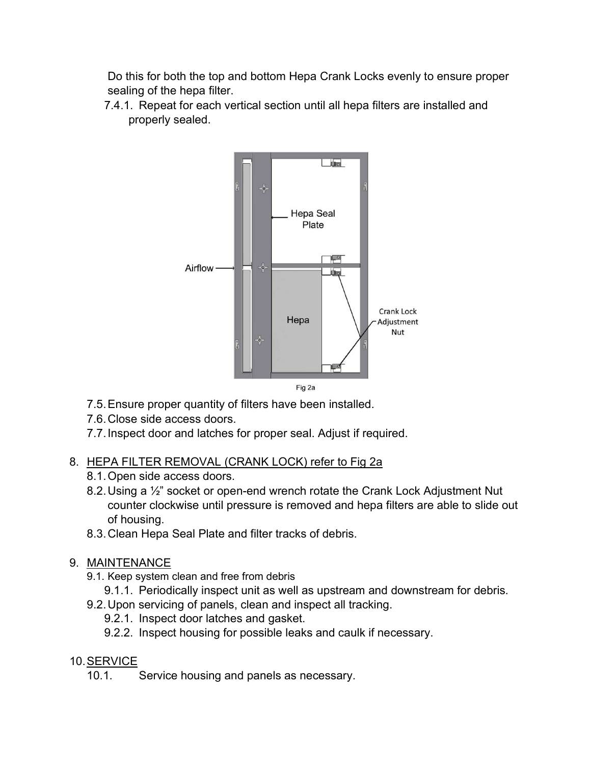Do this for both the top and bottom Hepa Crank Locks evenly to ensure proper sealing of the hepa filter.

7.4.1. Repeat for each vertical section until all hepa filters are installed and properly sealed.

Hepa Seal Plate

Airflow

Hepa

Crank Lock Adjustment Nut

Fig 2a

7.5. Ensure proper quantity of filters have been installed.

7.6. Close side access doors.

7.7. Inspect door and latches for proper seal. Adjust if required.

8. <u>HEPA FILTER REMOVAL (CRANK LOCK) refer to Fig 2a</u>

8.1. Open side access doors.

8.2. Using a ½" socket or open-end wrench rotate the Crank Lock Adjustment Nut counter clockwise until pressure is removed and hepa filters are able to slide out of housing.

8.3. Clean Hepa Seal Plate and filter tracks of debris.

9. <u>MAINTENANCE</u>

9.1. Keep system clean and free from debris

9.1.1. Periodically inspect unit as well as upstream and downstream for debris.

9.2. Upon servicing of panels, clean and inspect all tracking.

9.2.1. Inspect door latches and gasket.

9.2.2. Inspect housing for possible leaks and caulk if necessary.

10. <u>SERVICE</u>

10.1. Service housing and panels as necessary.